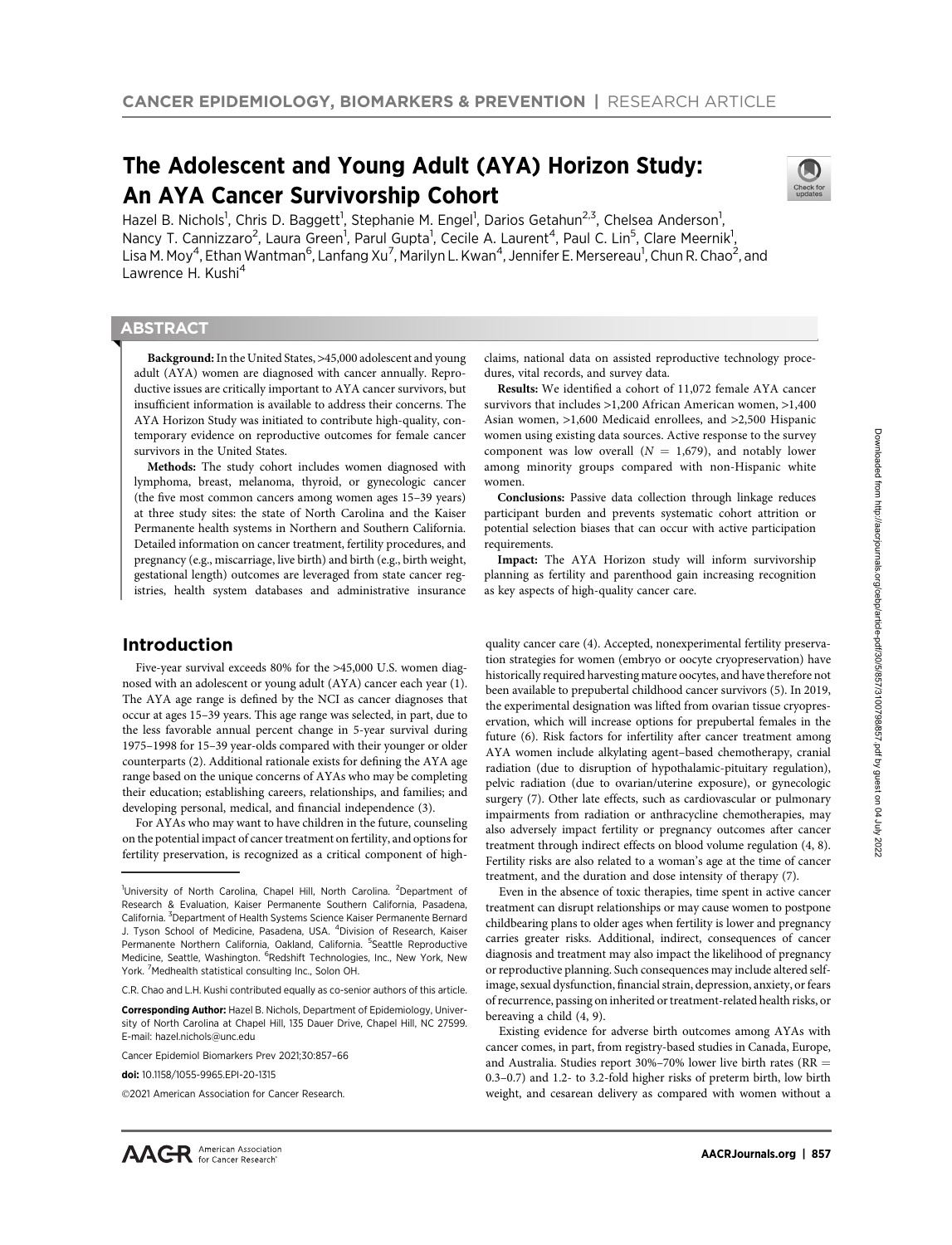# The Adolescent and Young Adult (AYA) Horizon Study: An AYA Cancer Survivorship Cohort

Hazel B. Nichols[1], Chris D. Baggett[1], Stephanie M. Engel[1], Darios Getahun[2,3], Chelsea Anderson[1], Nancy T. Cannizzaro[2], Laura Green[1], Parul Gupta[1], Cecile A. Laurent[4], Paul C. Lin[5], Clare Meernik[1], Lisa M. Moy[4], Ethan Wantman[6], Lanfang Xu[7], Marilyn L. Kwan[4], Jennifer E. Mersereau[1], Chun R. Chao[2], and Lawrence H. Kushi[4]

## ABSTRACT

**Background:** In the United States, >45,000 adolescent and young adult (AYA) women are diagnosed with cancer annually. Reproductive issues are critically important to AYA cancer survivors, but insufficient information is available to address their concerns. The AYA Horizon Study was initiated to contribute high-quality, contemporary evidence on reproductive outcomes for female cancer survivors in the United States.

**Methods:** The study cohort includes women diagnosed with lymphoma, breast, melanoma, thyroid, or gynecologic cancer (the five most common cancers among women ages 15–39 years) at three study sites: the state of North Carolina and the Kaiser Permanente health systems in Northern and Southern California. Detailed information on cancer treatment, fertility procedures, and pregnancy (e.g., miscarriage, live birth) and birth (e.g., birth weight, gestational length) outcomes are leveraged from state cancer registries, health system databases and administrative insurance claims, national data on assisted reproductive technology procedures, vital records, and survey data.

**Results:** We identified a cohort of 11,072 female AYA cancer survivors that includes >1,200 African American women, >1,400 Asian women, >1,600 Medicaid enrollees, and >2,500 Hispanic women using existing data sources. Active response to the survey component was low overall ($N = 1,679$), and notably lower among minority groups compared with non-Hispanic white women.

**Conclusions:** Passive data collection through linkage reduces participant burden and prevents systematic cohort attrition or potential selection biases that can occur with active participation requirements.

**Impact:** The AYA Horizon study will inform survivorship planning as fertility and parenthood gain increasing recognition as key aspects of high-quality cancer care.

## Introduction

Five-year survival exceeds 80% for the >45,000 U.S. women diagnosed with an adolescent or young adult (AYA) cancer each year (1). The AYA age range is defined by the NCI as cancer diagnoses that occur at ages 15–39 years. This age range was selected, in part, due to the less favorable annual percent change in 5-year survival during 1975–1998 for 15–39 year-olds compared with their younger or older counterparts (2). Additional rationale exists for defining the AYA age range based on the unique concerns of AYAs who may be completing their education; establishing careers, relationships, and families; and developing personal, medical, and financial independence (3).

For AYAs who may want to have children in the future, counseling on the potential impact of cancer treatment on fertility, and options for fertility preservation, is recognized as a critical component of high-quality cancer care (4). Accepted, nonexperimental fertility preservation strategies for women (embryo or oocyte cryopreservation) have historically required harvesting mature oocytes, and have therefore not been available to prepubertal childhood cancer survivors (5). In 2019, the experimental designation was lifted from ovarian tissue cryopreservation, which will increase options for prepubertal females in the future (6). Risk factors for infertility after cancer treatment among AYA women include alkylating agent–based chemotherapy, cranial radiation (due to disruption of hypothalamic-pituitary regulation), pelvic radiation (due to ovarian/uterine exposure), or gynecologic surgery (7). Other late effects, such as cardiovascular or pulmonary impairments from radiation or anthracycline chemotherapies, may also adversely impact fertility or pregnancy outcomes after cancer treatment through indirect effects on blood volume regulation (4, 8). Fertility risks are also related to a woman's age at the time of cancer treatment, and the duration and dose intensity of therapy (7).

Even in the absence of toxic therapies, time spent in active cancer treatment can disrupt relationships or may cause women to postpone childbearing plans to older ages when fertility is lower and pregnancy carries greater risks. Additional, indirect, consequences of cancer diagnosis and treatment may also impact the likelihood of pregnancy or reproductive planning. Such consequences may include altered self-image, sexual dysfunction, financial strain, depression, anxiety, or fears of recurrence, passing on inherited or treatment-related health risks, or bereaving a child (4, 9).

Existing evidence for adverse birth outcomes among AYAs with cancer comes, in part, from registry-based studies in Canada, Europe, and Australia. Studies report 30%–70% lower live birth rates (RR = 0.3–0.7) and 1.2- to 3.2-fold higher risks of preterm birth, low birth weight, and cesarean delivery as compared with women without a

---

[1]University of North Carolina, Chapel Hill, North Carolina. [2]Department of Research & Evaluation, Kaiser Permanente Southern California, Pasadena, California. [3]Department of Health Systems Science Kaiser Permanente Bernard J. Tyson School of Medicine, Pasadena, USA. [4]Division of Research, Kaiser Permanente Northern California, Oakland, California. [5]Seattle Reproductive Medicine, Seattle, Washington. [6]Redshift Technologies, Inc., New York, New York. [7]Medhealth statistical consulting Inc., Solon OH.

C.R. Chao and L.H. Kushi contributed equally as co-senior authors of this article.

**Corresponding Author:** Hazel B. Nichols, Department of Epidemiology, University of North Carolina at Chapel Hill, 135 Dauer Drive, Chapel Hill, NC 27599. E-mail: hazel.nichols@unc.edu

Cancer Epidemiol Biomarkers Prev 2021;30:857–66

**doi:** 10.1158/1055-9965.EPI-20-1315

©2021 American Association for Cancer Research.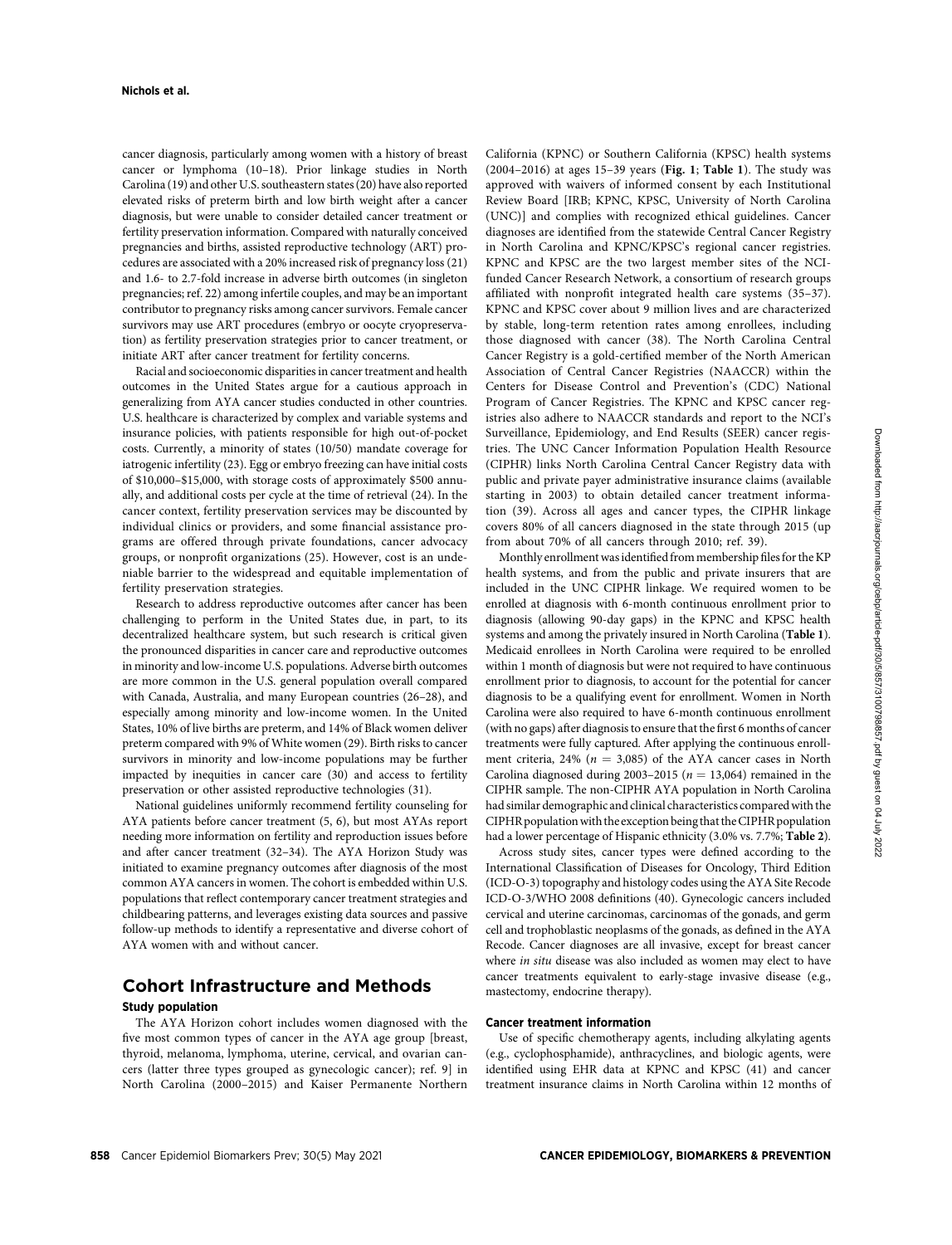cancer diagnosis, particularly among women with a history of breast cancer or lymphoma (10–18). Prior linkage studies in North Carolina (19) and other U.S. southeastern states (20) have also reported elevated risks of preterm birth and low birth weight after a cancer diagnosis, but were unable to consider detailed cancer treatment or fertility preservation information. Compared with naturally conceived pregnancies and births, assisted reproductive technology (ART) procedures are associated with a 20% increased risk of pregnancy loss (21) and 1.6- to 2.7-fold increase in adverse birth outcomes (in singleton pregnancies; ref. 22) among infertile couples, and may be an important contributor to pregnancy risks among cancer survivors. Female cancer survivors may use ART procedures (embryo or oocyte cryopreservation) as fertility preservation strategies prior to cancer treatment, or initiate ART after cancer treatment for fertility concerns.

Racial and socioeconomic disparities in cancer treatment and health outcomes in the United States argue for a cautious approach in generalizing from AYA cancer studies conducted in other countries. U.S. healthcare is characterized by complex and variable systems and insurance policies, with patients responsible for high out-of-pocket costs. Currently, a minority of states (10/50) mandate coverage for iatrogenic infertility (23). Egg or embryo freezing can have initial costs of $10,000–$15,000, with storage costs of approximately $500 annually, and additional costs per cycle at the time of retrieval (24). In the cancer context, fertility preservation services may be discounted by individual clinics or providers, and some financial assistance programs are offered through private foundations, cancer advocacy groups, or nonprofit organizations (25). However, cost is an undeniable barrier to the widespread and equitable implementation of fertility preservation strategies.

Research to address reproductive outcomes after cancer has been challenging to perform in the United States due, in part, to its decentralized healthcare system, but such research is critical given the pronounced disparities in cancer care and reproductive outcomes in minority and low-income U.S. populations. Adverse birth outcomes are more common in the U.S. general population overall compared with Canada, Australia, and many European countries (26–28), and especially among minority and low-income women. In the United States, 10% of live births are preterm, and 14% of Black women deliver preterm compared with 9% of White women (29). Birth risks to cancer survivors in minority and low-income populations may be further impacted by inequities in cancer care (30) and access to fertility preservation or other assisted reproductive technologies (31).

National guidelines uniformly recommend fertility counseling for AYA patients before cancer treatment (5, 6), but most AYAs report needing more information on fertility and reproduction issues before and after cancer treatment (32–34). The AYA Horizon Study was initiated to examine pregnancy outcomes after diagnosis of the most common AYA cancers in women. The cohort is embedded within U.S. populations that reflect contemporary cancer treatment strategies and childbearing patterns, and leverages existing data sources and passive follow-up methods to identify a representative and diverse cohort of AYA women with and without cancer.

## Cohort Infrastructure and Methods

### Study population

The AYA Horizon cohort includes women diagnosed with the five most common types of cancer in the AYA age group [breast, thyroid, melanoma, lymphoma, uterine, cervical, and ovarian cancers (latter three types grouped as gynecologic cancer); ref. 9] in North Carolina (2000–2015) and Kaiser Permanente Northern California (KPNC) or Southern California (KPSC) health systems (2004–2016) at ages 15–39 years (**Fig. 1**; **Table 1**). The study was approved with waivers of informed consent by each Institutional Review Board [IRB; KPNC, KPSC, University of North Carolina (UNC)] and complies with recognized ethical guidelines. Cancer diagnoses are identified from the statewide Central Cancer Registry in North Carolina and KPNC/KPSC's regional cancer registries. KPNC and KPSC are the two largest member sites of the NCI-funded Cancer Research Network, a consortium of research groups affiliated with nonprofit integrated health care systems (35–37). KPNC and KPSC cover about 9 million lives and are characterized by stable, long-term retention rates among enrollees, including those diagnosed with cancer (38). The North Carolina Central Cancer Registry is a gold-certified member of the North American Association of Central Cancer Registries (NAACCR) within the Centers for Disease Control and Prevention's (CDC) National Program of Cancer Registries. The KPNC and KPSC cancer registries also adhere to NAACCR standards and report to the NCI's Surveillance, Epidemiology, and End Results (SEER) cancer registries. The UNC Cancer Information Population Health Resource (CIPHR) links North Carolina Central Cancer Registry data with public and private payer administrative insurance claims (available starting in 2003) to obtain detailed cancer treatment information (39). Across all ages and cancer types, the CIPHR linkage covers 80% of all cancers diagnosed in the state through 2015 (up from about 70% of all cancers through 2010; ref. 39).

Monthly enrollment was identified from membership files for the KP health systems, and from the public and private insurers that are included in the UNC CIPHR linkage. We required women to be enrolled at diagnosis with 6-month continuous enrollment prior to diagnosis (allowing 90-day gaps) in the KPNC and KPSC health systems and among the privately insured in North Carolina (**Table 1**). Medicaid enrollees in North Carolina were required to be enrolled within 1 month of diagnosis but were not required to have continuous enrollment prior to diagnosis, to account for the potential for cancer diagnosis to be a qualifying event for enrollment. Women in North Carolina were also required to have 6-month continuous enrollment (with no gaps) after diagnosis to ensure that the first 6 months of cancer treatments were fully captured. After applying the continuous enrollment criteria, 24% ($n$ = 3,085) of the AYA cancer cases in North Carolina diagnosed during 2003–2015 ($n$ = 13,064) remained in the CIPHR sample. The non-CIPHR AYA population in North Carolina had similar demographic and clinical characteristics compared with the CIPHR population with the exception being that the CIPHR population had a lower percentage of Hispanic ethnicity (3.0% vs. 7.7%; **Table 2**).

Across study sites, cancer types were defined according to the International Classification of Diseases for Oncology, Third Edition (ICD-O-3) topography and histology codes using the AYA Site Recode ICD-O-3/WHO 2008 definitions (40). Gynecologic cancers included cervical and uterine carcinomas, carcinomas of the gonads, and germ cell and trophoblastic neoplasms of the gonads, as defined in the AYA Recode. Cancer diagnoses are all invasive, except for breast cancer where *in situ* disease was also included as women may elect to have cancer treatments equivalent to early-stage invasive disease (e.g., mastectomy, endocrine therapy).

### Cancer treatment information

Use of specific chemotherapy agents, including alkylating agents (e.g., cyclophosphamide), anthracyclines, and biologic agents, were identified using EHR data at KPNC and KPSC (41) and cancer treatment insurance claims in North Carolina within 12 months of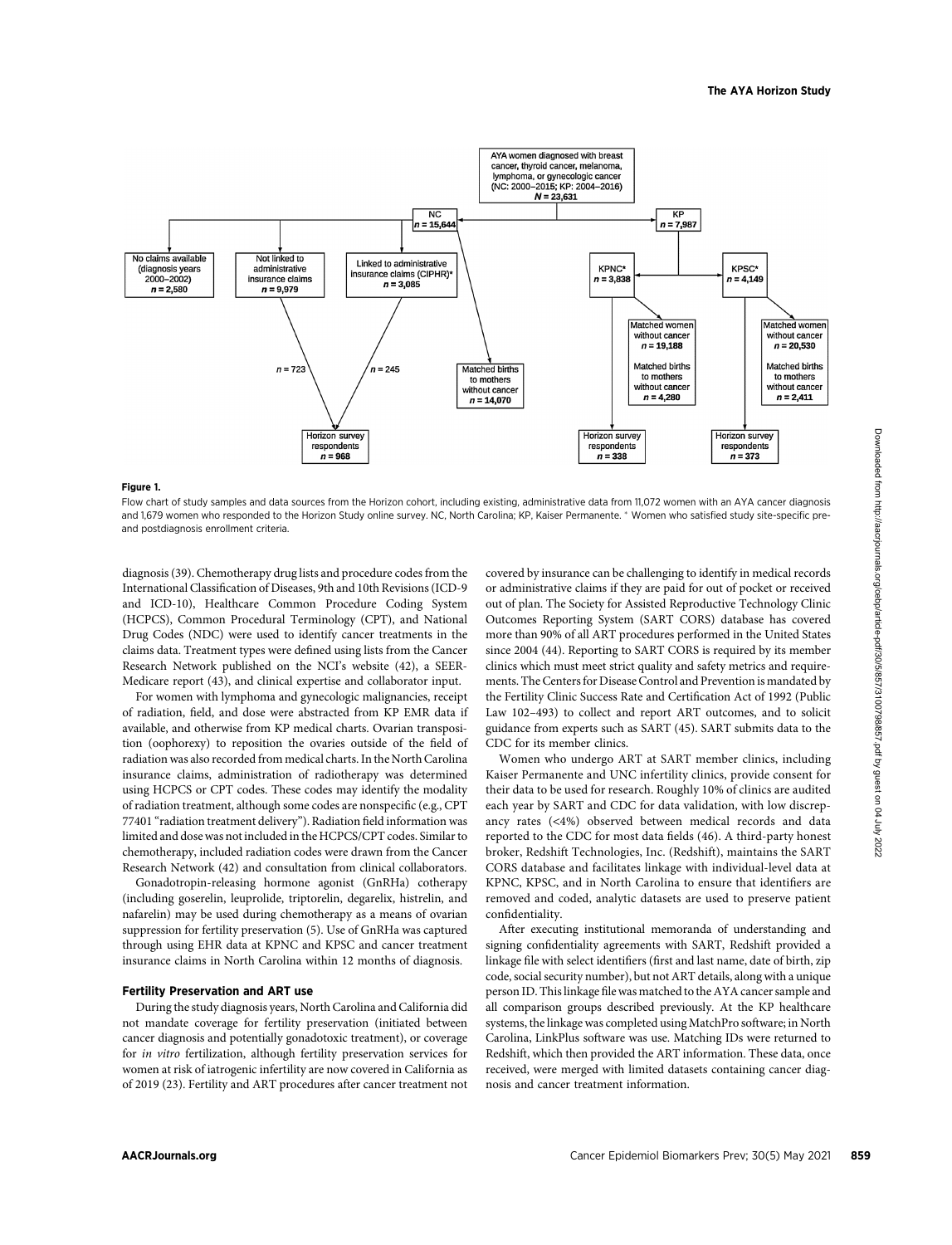**Figure 1.**

Flow chart of study samples and data sources from the Horizon cohort, including existing, administrative data from 11,072 women with an AYA cancer diagnosis and 1,679 women who responded to the Horizon Study online survey. NC, North Carolina; KP, Kaiser Permanente. * Women who satisfied study site-specific pre- and postdiagnosis enrollment criteria.

diagnosis (39). Chemotherapy drug lists and procedure codes from the International Classification of Diseases, 9th and 10th Revisions (ICD-9 and ICD-10), Healthcare Common Procedure Coding System (HCPCS), Common Procedural Terminology (CPT), and National Drug Codes (NDC) were used to identify cancer treatments in the claims data. Treatment types were defined using lists from the Cancer Research Network published on the NCI's website (42), a SEER-Medicare report (43), and clinical expertise and collaborator input.

For women with lymphoma and gynecologic malignancies, receipt of radiation, field, and dose were abstracted from KP EMR data if available, and otherwise from KP medical charts. Ovarian transposition (oophorexy) to reposition the ovaries outside of the field of radiation was also recorded from medical charts. In the North Carolina insurance claims, administration of radiotherapy was determined using HCPCS or CPT codes. These codes may identify the modality of radiation treatment, although some codes are nonspecific (e.g., CPT 77401 "radiation treatment delivery"). Radiation field information was limited and dose was not included in the HCPCS/CPT codes. Similar to chemotherapy, included radiation codes were drawn from the Cancer Research Network (42) and consultation from clinical collaborators.

Gonadotropin-releasing hormone agonist (GnRHa) cotherapy (including goserelin, leuprolide, triptorelin, degarelix, histrelin, and nafarelin) may be used during chemotherapy as a means of ovarian suppression for fertility preservation (5). Use of GnRHa was captured through using EHR data at KPNC and KPSC and cancer treatment insurance claims in North Carolina within 12 months of diagnosis.

### Fertility Preservation and ART use

During the study diagnosis years, North Carolina and California did not mandate coverage for fertility preservation (initiated between cancer diagnosis and potentially gonadotoxic treatment), or coverage for *in vitro* fertilization, although fertility preservation services for women at risk of iatrogenic infertility are now covered in California as of 2019 (23). Fertility and ART procedures after cancer treatment not covered by insurance can be challenging to identify in medical records or administrative claims if they are paid for out of pocket or received out of plan. The Society for Assisted Reproductive Technology Clinic Outcomes Reporting System (SART CORS) database has covered more than 90% of all ART procedures performed in the United States since 2004 (44). Reporting to SART CORS is required by its member clinics which must meet strict quality and safety metrics and requirements. The Centers for Disease Control and Prevention is mandated by the Fertility Clinic Success Rate and Certification Act of 1992 (Public Law 102–493) to collect and report ART outcomes, and to solicit guidance from experts such as SART (45). SART submits data to the CDC for its member clinics.

Women who undergo ART at SART member clinics, including Kaiser Permanente and UNC infertility clinics, provide consent for their data to be used for research. Roughly 10% of clinics are audited each year by SART and CDC for data validation, with low discrepancy rates (<4%) observed between medical records and data reported to the CDC for most data fields (46). A third-party honest broker, Redshift Technologies, Inc. (Redshift), maintains the SART CORS database and facilitates linkage with individual-level data at KPNC, KPSC, and in North Carolina to ensure that identifiers are removed and coded, analytic datasets are used to preserve patient confidentiality.

After executing institutional memoranda of understanding and signing confidentiality agreements with SART, Redshift provided a linkage file with select identifiers (first and last name, date of birth, zip code, social security number), but not ART details, along with a unique person ID. This linkage file was matched to the AYA cancer sample and all comparison groups described previously. At the KP healthcare systems, the linkage was completed using MatchPro software; in North Carolina, LinkPlus software was use. Matching IDs were returned to Redshift, which then provided the ART information. These data, once received, were merged with limited datasets containing cancer diagnosis and cancer treatment information.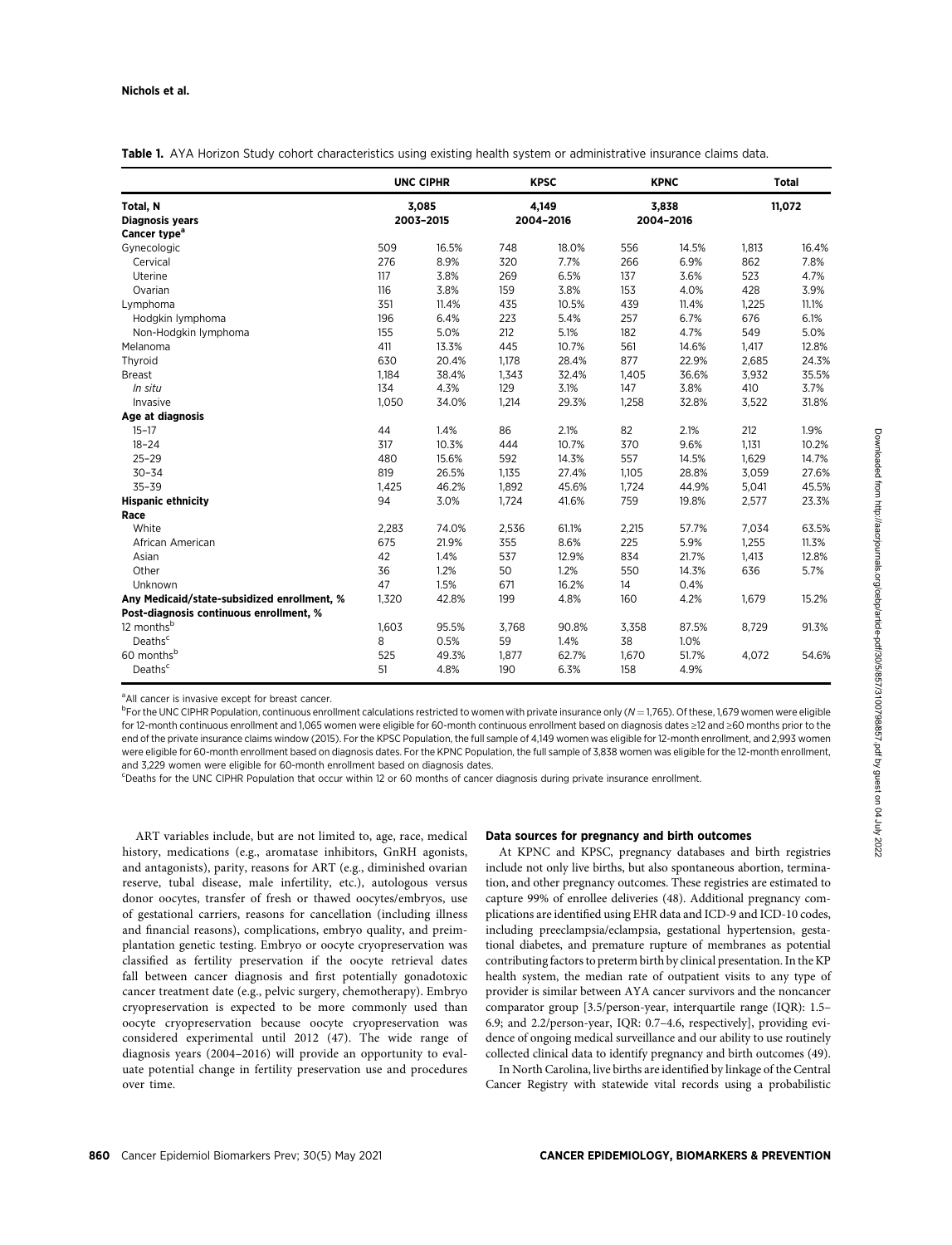**Table 1.** AYA Horizon Study cohort characteristics using existing health system or administrative insurance claims data.

| | UNC CIPHR | | KPSC | | KPNC | | Total | |
|---|---|---|---|---|---|---|---|---|
| **Total, N** | 3,085 | | 4,149 | | 3,838 | | 11,072 | |
| **Diagnosis years** | 2003–2015 | | 2004–2016 | | 2004–2016 | | | |
| **Cancer type**[a] | | | | | | | | |
| Gynecologic | 509 | 16.5% | 748 | 18.0% | 556 | 14.5% | 1,813 | 16.4% |
| Cervical | 276 | 8.9% | 320 | 7.7% | 266 | 6.9% | 862 | 7.8% |
| Uterine | 117 | 3.8% | 269 | 6.5% | 137 | 3.6% | 523 | 4.7% |
| Ovarian | 116 | 3.8% | 159 | 3.8% | 153 | 4.0% | 428 | 3.9% |
| Lymphoma | 351 | 11.4% | 435 | 10.5% | 439 | 11.4% | 1,225 | 11.1% |
| Hodgkin lymphoma | 196 | 6.4% | 223 | 5.4% | 257 | 6.7% | 676 | 6.1% |
| Non-Hodgkin lymphoma | 155 | 5.0% | 212 | 5.1% | 182 | 4.7% | 549 | 5.0% |
| Melanoma | 411 | 13.3% | 445 | 10.7% | 561 | 14.6% | 1,417 | 12.8% |
| Thyroid | 630 | 20.4% | 1,178 | 28.4% | 877 | 22.9% | 2,685 | 24.3% |
| Breast | 1,184 | 38.4% | 1,343 | 32.4% | 1,405 | 36.6% | 3,932 | 35.5% |
| *In situ* | 134 | 4.3% | 129 | 3.1% | 147 | 3.8% | 410 | 3.7% |
| Invasive | 1,050 | 34.0% | 1,214 | 29.3% | 1,258 | 32.8% | 3,522 | 31.8% |
| **Age at diagnosis** | | | | | | | | |
| 15–17 | 44 | 1.4% | 86 | 2.1% | 82 | 2.1% | 212 | 1.9% |
| 18–24 | 317 | 10.3% | 444 | 10.7% | 370 | 9.6% | 1,131 | 10.2% |
| 25–29 | 480 | 15.6% | 592 | 14.3% | 557 | 14.5% | 1,629 | 14.7% |
| 30–34 | 819 | 26.5% | 1,135 | 27.4% | 1,105 | 28.8% | 3,059 | 27.6% |
| 35–39 | 1,425 | 46.2% | 1,892 | 45.6% | 1,724 | 44.9% | 5,041 | 45.5% |
| **Hispanic ethnicity** | 94 | 3.0% | 1,724 | 41.6% | 759 | 19.8% | 2,577 | 23.3% |
| **Race** | | | | | | | | |
| White | 2,283 | 74.0% | 2,536 | 61.1% | 2,215 | 57.7% | 7,034 | 63.5% |
| African American | 675 | 21.9% | 355 | 8.6% | 225 | 5.9% | 1,255 | 11.3% |
| Asian | 42 | 1.4% | 537 | 12.9% | 834 | 21.7% | 1,413 | 12.8% |
| Other | 36 | 1.2% | 50 | 1.2% | 550 | 14.3% | 636 | 5.7% |
| Unknown | 47 | 1.5% | 671 | 16.2% | 14 | 0.4% | | |
| **Any Medicaid/state-subsidized enrollment, %** | 1,320 | 42.8% | 199 | 4.8% | 160 | 4.2% | 1,679 | 15.2% |
| **Post-diagnosis continuous enrollment, %** | | | | | | | | |
| 12 months[b] | 1,603 | 95.5% | 3,768 | 90.8% | 3,358 | 87.5% | 8,729 | 91.3% |
| Deaths[c] | 8 | 0.5% | 59 | 1.4% | 38 | 1.0% | | |
| 60 months[b] | 525 | 49.3% | 1,877 | 62.7% | 1,670 | 51.7% | 4,072 | 54.6% |
| Deaths[c] | 51 | 4.8% | 190 | 6.3% | 158 | 4.9% | | |

[a]All cancer is invasive except for breast cancer.

[b]For the UNC CIPHR Population, continuous enrollment calculations restricted to women with private insurance only ($N = 1,765$). Of these, 1,679 women were eligible for 12-month continuous enrollment and 1,065 women were eligible for 60-month continuous enrollment based on diagnosis dates ≥12 and ≥60 months prior to the end of the private insurance claims window (2015). For the KPSC Population, the full sample of 4,149 women was eligible for 12-month enrollment, and 2,993 women were eligible for 60-month enrollment based on diagnosis dates. For the KPNC Population, the full sample of 3,838 women was eligible for the 12-month enrollment, and 3,229 women were eligible for 60-month enrollment based on diagnosis dates.

[c]Deaths for the UNC CIPHR Population that occur within 12 or 60 months of cancer diagnosis during private insurance enrollment.

ART variables include, but are not limited to, age, race, medical history, medications (e.g., aromatase inhibitors, GnRH agonists, and antagonists), parity, reasons for ART (e.g., diminished ovarian reserve, tubal disease, male infertility, etc.), autologous versus donor oocytes, transfer of fresh or thawed oocytes/embryos, use of gestational carriers, reasons for cancellation (including illness and financial reasons), complications, embryo quality, and preimplantation genetic testing. Embryo or oocyte cryopreservation was classified as fertility preservation if the oocyte retrieval dates fall between cancer diagnosis and first potentially gonadotoxic cancer treatment date (e.g., pelvic surgery, chemotherapy). Embryo cryopreservation is expected to be more commonly used than oocyte cryopreservation because oocyte cryopreservation was considered experimental until 2012 (47). The wide range of diagnosis years (2004–2016) will provide an opportunity to evaluate potential change in fertility preservation use and procedures over time.

### Data sources for pregnancy and birth outcomes

At KPNC and KPSC, pregnancy databases and birth registries include not only live births, but also spontaneous abortion, termination, and other pregnancy outcomes. These registries are estimated to capture 99% of enrollee deliveries (48). Additional pregnancy complications are identified using EHR data and ICD-9 and ICD-10 codes, including preeclampsia/eclampsia, gestational hypertension, gestational diabetes, and premature rupture of membranes as potential contributing factors to preterm birth by clinical presentation. In the KP health system, the median rate of outpatient visits to any type of provider is similar between AYA cancer survivors and the noncancer comparator group [3.5/person-year, interquartile range (IQR): 1.5–6.9; and 2.2/person-year, IQR: 0.7–4.6, respectively], providing evidence of ongoing medical surveillance and our ability to use routinely collected clinical data to identify pregnancy and birth outcomes (49).

In North Carolina, live births are identified by linkage of the Central Cancer Registry with statewide vital records using a probabilistic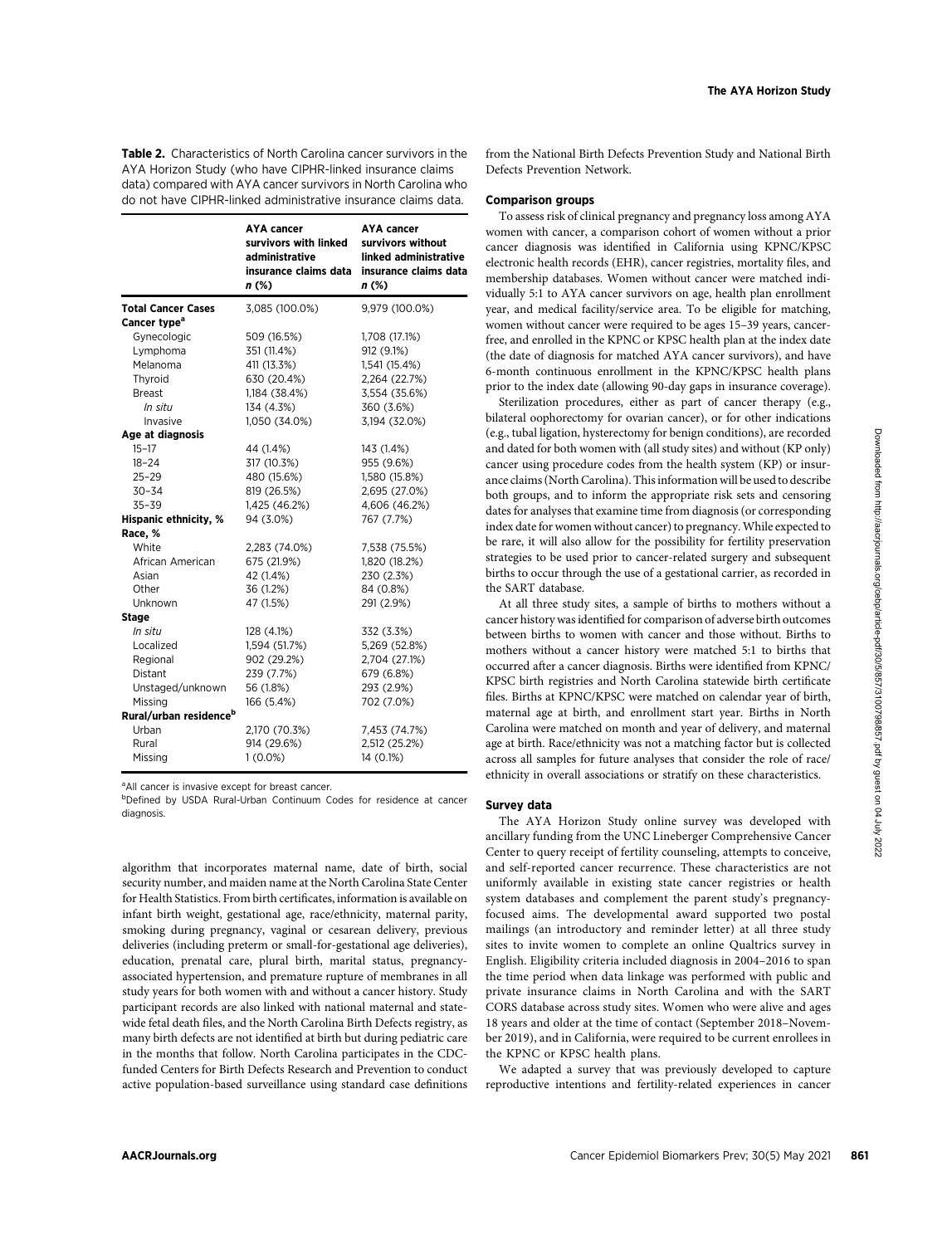**Table 2.** Characteristics of North Carolina cancer survivors in the AYA Horizon Study (who have CIPHR-linked insurance claims data) compared with AYA cancer survivors in North Carolina who do not have CIPHR-linked administrative insurance claims data.

| | AYA cancer survivors with linked administrative insurance claims data n (%) | AYA cancer survivors without linked administrative insurance claims data n (%) |
|---|---|---|
| **Total Cancer Cases** | 3,085 (100.0%) | 9,979 (100.0%) |
| **Cancer type**[a] | | |
| Gynecologic | 509 (16.5%) | 1,708 (17.1%) |
| Lymphoma | 351 (11.4%) | 912 (9.1%) |
| Melanoma | 411 (13.3%) | 1,541 (15.4%) |
| Thyroid | 630 (20.4%) | 2,264 (22.7%) |
| Breast | 1,184 (38.4%) | 3,554 (35.6%) |
| *In situ* | 134 (4.3%) | 360 (3.6%) |
| Invasive | 1,050 (34.0%) | 3,194 (32.0%) |
| **Age at diagnosis** | | |
| 15–17 | 44 (1.4%) | 143 (1.4%) |
| 18–24 | 317 (10.3%) | 955 (9.6%) |
| 25–29 | 480 (15.6%) | 1,580 (15.8%) |
| 30–34 | 819 (26.5%) | 2,695 (27.0%) |
| 35–39 | 1,425 (46.2%) | 4,606 (46.2%) |
| **Hispanic ethnicity, %** | 94 (3.0%) | 767 (7.7%) |
| **Race, %** | | |
| White | 2,283 (74.0%) | 7,538 (75.5%) |
| African American | 675 (21.9%) | 1,820 (18.2%) |
| Asian | 42 (1.4%) | 230 (2.3%) |
| Other | 36 (1.2%) | 84 (0.8%) |
| Unknown | 47 (1.5%) | 291 (2.9%) |
| **Stage** | | |
| *In situ* | 128 (4.1%) | 332 (3.3%) |
| Localized | 1,594 (51.7%) | 5,269 (52.8%) |
| Regional | 902 (29.2%) | 2,704 (27.1%) |
| Distant | 239 (7.7%) | 679 (6.8%) |
| Unstaged/unknown | 56 (1.8%) | 293 (2.9%) |
| Missing | 166 (5.4%) | 702 (7.0%) |
| **Rural/urban residence**[b] | | |
| Urban | 2,170 (70.3%) | 7,453 (74.7%) |
| Rural | 914 (29.6%) | 2,512 (25.2%) |
| Missing | 1 (0.0%) | 14 (0.1%) |

[a]All cancer is invasive except for breast cancer.
[b]Defined by USDA Rural-Urban Continuum Codes for residence at cancer diagnosis.

algorithm that incorporates maternal name, date of birth, social security number, and maiden name at the North Carolina State Center for Health Statistics. From birth certificates, information is available on infant birth weight, gestational age, race/ethnicity, maternal parity, smoking during pregnancy, vaginal or cesarean delivery, previous deliveries (including preterm or small-for-gestational age deliveries), education, prenatal care, plural birth, marital status, pregnancy-associated hypertension, and premature rupture of membranes in all study years for both women with and without a cancer history. Study participant records are also linked with national maternal and statewide fetal death files, and the North Carolina Birth Defects registry, as many birth defects are not identified at birth but during pediatric care in the months that follow. North Carolina participates in the CDC-funded Centers for Birth Defects Research and Prevention to conduct active population-based surveillance using standard case definitions from the National Birth Defects Prevention Study and National Birth Defects Prevention Network.

### Comparison groups

To assess risk of clinical pregnancy and pregnancy loss among AYA women with cancer, a comparison cohort of women without a prior cancer diagnosis was identified in California using KPNC/KPSC electronic health records (EHR), cancer registries, mortality files, and membership databases. Women without cancer were matched individually 5:1 to AYA cancer survivors on age, health plan enrollment year, and medical facility/service area. To be eligible for matching, women without cancer were required to be ages 15–39 years, cancer-free, and enrolled in the KPNC or KPSC health plan at the index date (the date of diagnosis for matched AYA cancer survivors), and have 6-month continuous enrollment in the KPNC/KPSC health plans prior to the index date (allowing 90-day gaps in insurance coverage).

Sterilization procedures, either as part of cancer therapy (e.g., bilateral oophorectomy for ovarian cancer), or for other indications (e.g., tubal ligation, hysterectomy for benign conditions), are recorded and dated for both women with (all study sites) and without (KP only) cancer using procedure codes from the health system (KP) or insurance claims (North Carolina). This information will be used to describe both groups, and to inform the appropriate risk sets and censoring dates for analyses that examine time from diagnosis (or corresponding index date for women without cancer) to pregnancy. While expected to be rare, it will also allow for the possibility for fertility preservation strategies to be used prior to cancer-related surgery and subsequent births to occur through the use of a gestational carrier, as recorded in the SART database.

At all three study sites, a sample of births to mothers without a cancer history was identified for comparison of adverse birth outcomes between births to women with cancer and those without. Births to mothers without a cancer history were matched 5:1 to births that occurred after a cancer diagnosis. Births were identified from KPNC/KPSC birth registries and North Carolina statewide birth certificate files. Births at KPNC/KPSC were matched on calendar year of birth, maternal age at birth, and enrollment start year. Births in North Carolina were matched on month and year of delivery, and maternal age at birth. Race/ethnicity was not a matching factor but is collected across all samples for future analyses that consider the role of race/ethnicity in overall associations or stratify on these characteristics.

### Survey data

The AYA Horizon Study online survey was developed with ancillary funding from the UNC Lineberger Comprehensive Cancer Center to query receipt of fertility counseling, attempts to conceive, and self-reported cancer recurrence. These characteristics are not uniformly available in existing state cancer registries or health system databases and complement the parent study's pregnancy-focused aims. The developmental award supported two postal mailings (an introductory and reminder letter) at all three study sites to invite women to complete an online Qualtrics survey in English. Eligibility criteria included diagnosis in 2004–2016 to span the time period when data linkage was performed with public and private insurance claims in North Carolina and with the SART CORS database across study sites. Women who were alive and ages 18 years and older at the time of contact (September 2018–November 2019), and in California, were required to be current enrollees in the KPNC or KPSC health plans.

We adapted a survey that was previously developed to capture reproductive intentions and fertility-related experiences in cancer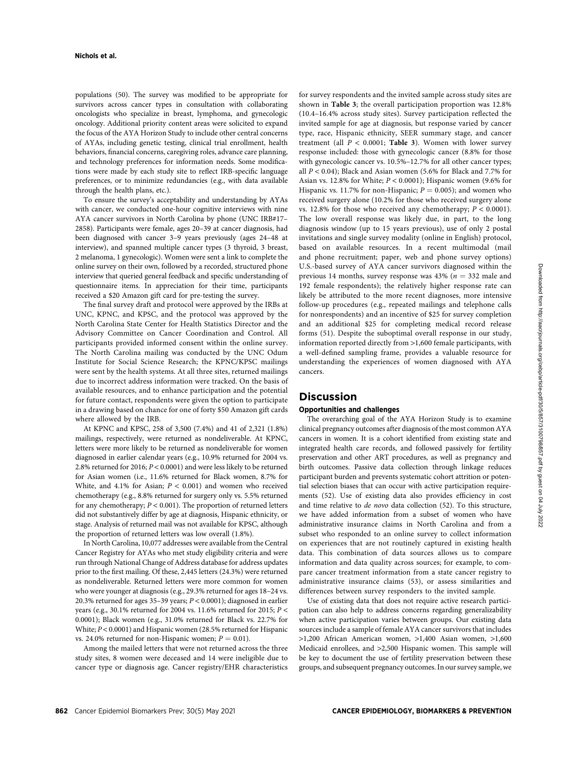populations (50). The survey was modified to be appropriate for survivors across cancer types in consultation with collaborating oncologists who specialize in breast, lymphoma, and gynecologic oncology. Additional priority content areas were solicited to expand the focus of the AYA Horizon Study to include other central concerns of AYAs, including genetic testing, clinical trial enrollment, health behaviors, financial concerns, caregiving roles, advance care planning, and technology preferences for information needs. Some modifications were made by each study site to reflect IRB-specific language preferences, or to minimize redundancies (e.g., with data available through the health plans, etc.).

To ensure the survey's acceptability and understanding by AYAs with cancer, we conducted one-hour cognitive interviews with nine AYA cancer survivors in North Carolina by phone (UNC IRB#17–2858). Participants were female, ages 20–39 at cancer diagnosis, had been diagnosed with cancer 3–9 years previously (ages 24–48 at interview), and spanned multiple cancer types (3 thyroid, 3 breast, 2 melanoma, 1 gynecologic). Women were sent a link to complete the online survey on their own, followed by a recorded, structured phone interview that queried general feedback and specific understanding of questionnaire items. In appreciation for their time, participants received a \$20 Amazon gift card for pre-testing the survey.

The final survey draft and protocol were approved by the IRBs at UNC, KPNC, and KPSC, and the protocol was approved by the North Carolina State Center for Health Statistics Director and the Advisory Committee on Cancer Coordination and Control. All participants provided informed consent within the online survey. The North Carolina mailing was conducted by the UNC Odum Institute for Social Science Research; the KPNC/KPSC mailings were sent by the health systems. At all three sites, returned mailings due to incorrect address information were tracked. On the basis of available resources, and to enhance participation and the potential for future contact, respondents were given the option to participate in a drawing based on chance for one of forty \$50 Amazon gift cards where allowed by the IRB.

At KPNC and KPSC, 258 of 3,500 (7.4%) and 41 of 2,321 (1.8%) mailings, respectively, were returned as nondeliverable. At KPNC, letters were more likely to be returned as nondeliverable for women diagnosed in earlier calendar years (e.g., 10.9% returned for 2004 vs. 2.8% returned for 2016; $P < 0.0001$) and were less likely to be returned for Asian women (i.e., 11.6% returned for Black women, 8.7% for White, and 4.1% for Asian; $P < 0.001$) and women who received chemotherapy (e.g., 8.8% returned for surgery only vs. 5.5% returned for any chemotherapy; $P < 0.001$). The proportion of returned letters did not substantively differ by age at diagnosis, Hispanic ethnicity, or stage. Analysis of returned mail was not available for KPSC, although the proportion of returned letters was low overall (1.8%).

In North Carolina, 10,077 addresses were available from the Central Cancer Registry for AYAs who met study eligibility criteria and were run through National Change of Address database for address updates prior to the first mailing. Of these, 2,445 letters (24.3%) were returned as nondeliverable. Returned letters were more common for women who were younger at diagnosis (e.g., 29.3% returned for ages 18–24 vs. 20.3% returned for ages 35–39 years; $P < 0.0001$); diagnosed in earlier years (e.g., 30.1% returned for 2004 vs. 11.6% returned for 2015; $P < 0.0001$); Black women (e.g., 31.0% returned for Black vs. 22.7% for White; $P < 0.0001$) and Hispanic women (28.5% returned for Hispanic vs. 24.0% returned for non-Hispanic women; $P = 0.01$).

Among the mailed letters that were not returned across the three study sites, 8 women were deceased and 14 were ineligible due to cancer type or diagnosis age. Cancer registry/EHR characteristics for survey respondents and the invited sample across study sites are shown in **Table 3**; the overall participation proportion was 12.8% (10.4–16.4% across study sites). Survey participation reflected the invited sample for age at diagnosis, but response varied by cancer type, race, Hispanic ethnicity, SEER summary stage, and cancer treatment (all $P < 0.0001$; **Table 3**). Women with lower survey response included: those with gynecologic cancer (8.8% for those with gynecologic cancer vs. 10.5%–12.7% for all other cancer types; all $P < 0.04$); Black and Asian women (5.6% for Black and 7.7% for Asian vs. 12.8% for White; $P < 0.0001$); Hispanic women (9.6% for Hispanic vs. 11.7% for non-Hispanic; $P = 0.005$); and women who received surgery alone (10.2% for those who received surgery alone vs. 12.8% for those who received any chemotherapy; $P < 0.0001$). The low overall response was likely due, in part, to the long diagnosis window (up to 15 years previous), use of only 2 postal invitations and single survey modality (online in English) protocol, based on available resources. In a recent multimodal (mail and phone recruitment; paper, web and phone survey options) U.S.-based survey of AYA cancer survivors diagnosed within the previous 14 months, survey response was 43% ($n = 332$ male and 192 female respondents); the relatively higher response rate can likely be attributed to the more recent diagnoses, more intensive follow-up procedures (e.g., repeated mailings and telephone calls for nonrespondents) and an incentive of \$25 for survey completion and an additional \$25 for completing medical record release forms (51). Despite the suboptimal overall response in our study, information reported directly from >1,600 female participants, with a well-defined sampling frame, provides a valuable resource for understanding the experiences of women diagnosed with AYA cancers.

## Discussion

### Opportunities and challenges

The overarching goal of the AYA Horizon Study is to examine clinical pregnancy outcomes after diagnosis of the most common AYA cancers in women. It is a cohort identified from existing state and integrated health care records, and followed passively for fertility preservation and other ART procedures, as well as pregnancy and birth outcomes. Passive data collection through linkage reduces participant burden and prevents systematic cohort attrition or potential selection biases that can occur with active participation requirements (52). Use of existing data also provides efficiency in cost and time relative to *de novo* data collection (52). To this structure, we have added information from a subset of women who have administrative insurance claims in North Carolina and from a subset who responded to an online survey to collect information on experiences that are not routinely captured in existing health data. This combination of data sources allows us to compare information and data quality across sources; for example, to compare cancer treatment information from a state cancer registry to administrative insurance claims (53), or assess similarities and differences between survey responders to the invited sample.

Use of existing data that does not require active research participation can also help to address concerns regarding generalizability when active participation varies between groups. Our existing data sources include a sample of female AYA cancer survivors that includes >1,200 African American women, >1,400 Asian women, >1,600 Medicaid enrollees, and >2,500 Hispanic women. This sample will be key to document the use of fertility preservation between these groups, and subsequent pregnancy outcomes. In our survey sample, we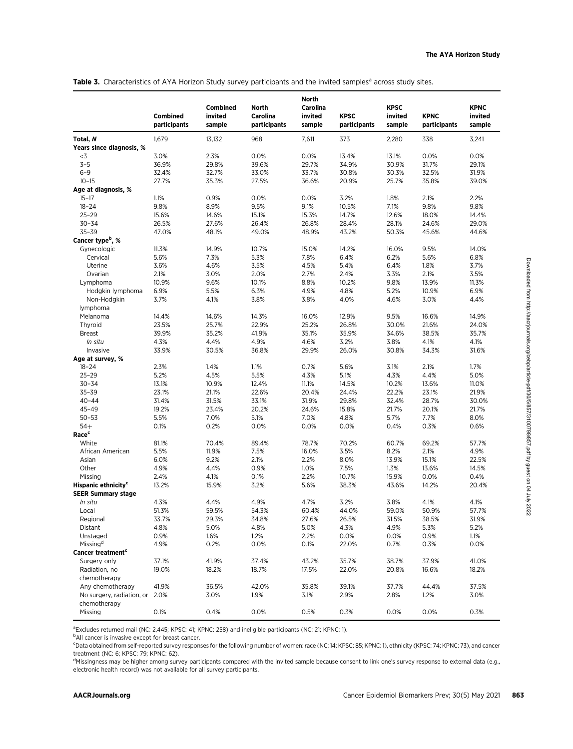**Table 3.** Characteristics of AYA Horizon Study survey participants and the invited samples[a] across study sites.

| | Combined participants | Combined invited sample | North Carolina participants | North Carolina invited sample | KPSC participants | KPSC invited sample | KPNC participants | KPNC invited sample |
|---|---|---|---|---|---|---|---|---|
| **Total, *N*** | 1,679 | 13,132 | 968 | 7,611 | 373 | 2,280 | 338 | 3,241 |
| **Years since diagnosis, %** | | | | | | | | |
| <3 | 3.0% | 2.3% | 0.0% | 0.0% | 13.4% | 13.1% | 0.0% | 0.0% |
| 3–5 | 36.9% | 29.8% | 39.6% | 29.7% | 34.9% | 30.9% | 31.7% | 29.1% |
| 6–9 | 32.4% | 32.7% | 33.0% | 33.7% | 30.8% | 30.3% | 32.5% | 31.9% |
| 10–15 | 27.7% | 35.3% | 27.5% | 36.6% | 20.9% | 25.7% | 35.8% | 39.0% |
| **Age at diagnosis, %** | | | | | | | | |
| 15–17 | 1.1% | 0.9% | 0.0% | 0.0% | 3.2% | 1.8% | 2.1% | 2.2% |
| 18–24 | 9.8% | 8.9% | 9.5% | 9.1% | 10.5% | 7.1% | 9.8% | 9.8% |
| 25–29 | 15.6% | 14.6% | 15.1% | 15.3% | 14.7% | 12.6% | 18.0% | 14.4% |
| 30–34 | 26.5% | 27.6% | 26.4% | 26.8% | 28.4% | 28.1% | 24.6% | 29.0% |
| 35–39 | 47.0% | 48.1% | 49.0% | 48.9% | 43.2% | 50.3% | 45.6% | 44.6% |
| **Cancer type[b], %** | | | | | | | | |
| Gynecologic | 11.3% | 14.9% | 10.7% | 15.0% | 14.2% | 16.0% | 9.5% | 14.0% |
| Cervical | 5.6% | 7.3% | 5.3% | 7.8% | 6.4% | 6.2% | 5.6% | 6.8% |
| Uterine | 3.6% | 4.6% | 3.5% | 4.5% | 5.4% | 6.4% | 1.8% | 3.7% |
| Ovarian | 2.1% | 3.0% | 2.0% | 2.7% | 2.4% | 3.3% | 2.1% | 3.5% |
| Lymphoma | 10.9% | 9.6% | 10.1% | 8.8% | 10.2% | 9.8% | 13.9% | 11.3% |
| Hodgkin lymphoma | 6.9% | 5.5% | 6.3% | 4.9% | 4.8% | 5.2% | 10.9% | 6.9% |
| Non-Hodgkin lymphoma | 3.7% | 4.1% | 3.8% | 3.8% | 4.0% | 4.6% | 3.0% | 4.4% |
| Melanoma | 14.4% | 14.6% | 14.3% | 16.0% | 12.9% | 9.5% | 16.6% | 14.9% |
| Thyroid | 23.5% | 25.7% | 22.9% | 25.2% | 26.8% | 30.0% | 21.6% | 24.0% |
| Breast | 39.9% | 35.2% | 41.9% | 35.1% | 35.9% | 34.6% | 38.5% | 35.7% |
| *In situ* | 4.3% | 4.4% | 4.9% | 4.6% | 3.2% | 3.8% | 4.1% | 4.1% |
| Invasive | 33.9% | 30.5% | 36.8% | 29.9% | 26.0% | 30.8% | 34.3% | 31.6% |
| **Age at survey, %** | | | | | | | | |
| 18–24 | 2.3% | 1.4% | 1.1% | 0.7% | 5.6% | 3.1% | 2.1% | 1.7% |
| 25–29 | 5.2% | 4.5% | 5.5% | 4.3% | 5.1% | 4.3% | 4.4% | 5.0% |
| 30–34 | 13.1% | 10.9% | 12.4% | 11.1% | 14.5% | 10.2% | 13.6% | 11.0% |
| 35–39 | 23.1% | 21.1% | 22.6% | 20.4% | 24.4% | 22.2% | 23.1% | 21.9% |
| 40–44 | 31.4% | 31.5% | 33.1% | 31.9% | 29.8% | 32.4% | 28.7% | 30.0% |
| 45–49 | 19.2% | 23.4% | 20.2% | 24.6% | 15.8% | 21.7% | 20.1% | 21.7% |
| 50–53 | 5.5% | 7.0% | 5.1% | 7.0% | 4.8% | 5.7% | 7.7% | 8.0% |
| 54+ | 0.1% | 0.2% | 0.0% | 0.0% | 0.0% | 0.4% | 0.3% | 0.6% |
| **Race[c]** | | | | | | | | |
| White | 81.1% | 70.4% | 89.4% | 78.7% | 70.2% | 60.7% | 69.2% | 57.7% |
| African American | 5.5% | 11.9% | 7.5% | 16.0% | 3.5% | 8.2% | 2.1% | 4.9% |
| Asian | 6.0% | 9.2% | 2.1% | 2.2% | 8.0% | 13.9% | 15.1% | 22.5% |
| Other | 4.9% | 4.4% | 0.9% | 1.0% | 7.5% | 1.3% | 13.6% | 14.5% |
| Missing | 2.4% | 4.1% | 0.1% | 2.2% | 10.7% | 15.9% | 0.0% | 0.4% |
| **Hispanic ethnicity[c]** | 13.2% | 15.9% | 3.2% | 5.6% | 38.3% | 43.6% | 14.2% | 20.4% |
| **SEER Summary stage** | | | | | | | | |
| *In situ* | 4.3% | 4.4% | 4.9% | 4.7% | 3.2% | 3.8% | 4.1% | 4.1% |
| Local | 51.3% | 59.5% | 54.3% | 60.4% | 44.0% | 59.0% | 50.9% | 57.7% |
| Regional | 33.7% | 29.3% | 34.8% | 27.6% | 26.5% | 31.5% | 38.5% | 31.9% |
| Distant | 4.8% | 5.0% | 4.8% | 5.0% | 4.3% | 4.9% | 5.3% | 5.2% |
| Unstaged | 0.9% | 1.6% | 1.2% | 2.2% | 0.0% | 0.0% | 0.9% | 1.1% |
| Missing[d] | 4.9% | 0.2% | 0.0% | 0.1% | 22.0% | 0.7% | 0.3% | 0.0% |
| **Cancer treatment[c]** | | | | | | | | |
| Surgery only | 37.1% | 41.9% | 37.4% | 43.2% | 35.7% | 38.7% | 37.9% | 41.0% |
| Radiation, no chemotherapy | 19.0% | 18.2% | 18.7% | 17.5% | 22.0% | 20.8% | 16.6% | 18.2% |
| Any chemotherapy | 41.9% | 36.5% | 42.0% | 35.8% | 39.1% | 37.7% | 44.4% | 37.5% |
| No surgery, radiation, or chemotherapy | 2.0% | 3.0% | 1.9% | 3.1% | 2.9% | 2.8% | 1.2% | 3.0% |
| Missing | 0.1% | 0.4% | 0.0% | 0.5% | 0.3% | 0.0% | 0.0% | 0.3% |

[a]Excludes returned mail (NC: 2,445; KPSC: 41; KPNC: 258) and ineligible participants (NC: 21; KPNC: 1).

[b]All cancer is invasive except for breast cancer.

[c]Data obtained from self-reported survey responses for the following number of women: race (NC: 14; KPSC: 85; KPNC: 1), ethnicity (KPSC: 74; KPNC: 73), and cancer treatment (NC: 6; KPSC: 79; KPNC: 62).

[d]Missingness may be higher among survey participants compared with the invited sample because consent to link one's survey response to external data (e.g., electronic health record) was not available for all survey participants.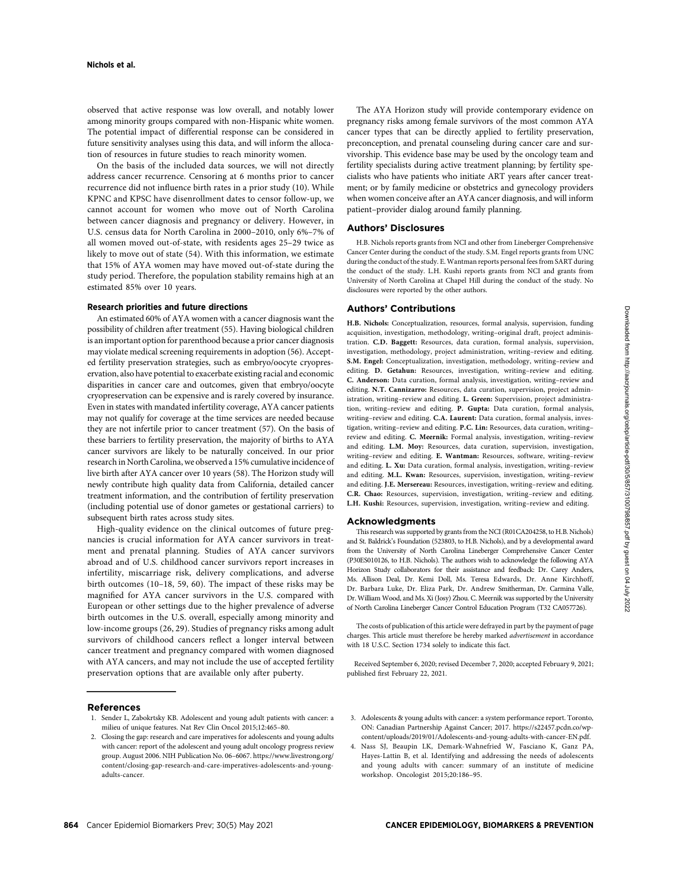observed that active response was low overall, and notably lower among minority groups compared with non-Hispanic white women. The potential impact of differential response can be considered in future sensitivity analyses using this data, and will inform the allocation of resources in future studies to reach minority women.

On the basis of the included data sources, we will not directly address cancer recurrence. Censoring at 6 months prior to cancer recurrence did not influence birth rates in a prior study (10). While KPNC and KPSC have disenrollment dates to censor follow-up, we cannot account for women who move out of North Carolina between cancer diagnosis and pregnancy or delivery. However, in U.S. census data for North Carolina in 2000–2010, only 6%–7% of all women moved out-of-state, with residents ages 25–29 twice as likely to move out of state (54). With this information, we estimate that 15% of AYA women may have moved out-of-state during the study period. Therefore, the population stability remains high at an estimated 85% over 10 years.

### Research priorities and future directions

An estimated 60% of AYA women with a cancer diagnosis want the possibility of children after treatment (55). Having biological children is an important option for parenthood because a prior cancer diagnosis may violate medical screening requirements in adoption (56). Accepted fertility preservation strategies, such as embryo/oocyte cryopreservation, also have potential to exacerbate existing racial and economic disparities in cancer care and outcomes, given that embryo/oocyte cryopreservation can be expensive and is rarely covered by insurance. Even in states with mandated infertility coverage, AYA cancer patients may not qualify for coverage at the time services are needed because they are not infertile prior to cancer treatment (57). On the basis of these barriers to fertility preservation, the majority of births to AYA cancer survivors are likely to be naturally conceived. In our prior research in North Carolina, we observed a 15% cumulative incidence of live birth after AYA cancer over 10 years (58). The Horizon study will newly contribute high quality data from California, detailed cancer treatment information, and the contribution of fertility preservation (including potential use of donor gametes or gestational carriers) to subsequent birth rates across study sites.

High-quality evidence on the clinical outcomes of future pregnancies is crucial information for AYA cancer survivors in treatment and prenatal planning. Studies of AYA cancer survivors abroad and of U.S. childhood cancer survivors report increases in infertility, miscarriage risk, delivery complications, and adverse birth outcomes (10–18, 59, 60). The impact of these risks may be magnified for AYA cancer survivors in the U.S. compared with European or other settings due to the higher prevalence of adverse birth outcomes in the U.S. overall, especially among minority and low-income groups (26, 29). Studies of pregnancy risks among adult survivors of childhood cancers reflect a longer interval between cancer treatment and pregnancy compared with women diagnosed with AYA cancers, and may not include the use of accepted fertility preservation options that are available only after puberty.

The AYA Horizon study will provide contemporary evidence on pregnancy risks among female survivors of the most common AYA cancer types that can be directly applied to fertility preservation, preconception, and prenatal counseling during cancer care and survivorship. This evidence base may be used by the oncology team and fertility specialists during active treatment planning; by fertility specialists who have patients who initiate ART years after cancer treatment; or by family medicine or obstetrics and gynecology providers when women conceive after an AYA cancer diagnosis, and will inform patient–provider dialog around family planning.

## Authors' Disclosures

H.B. Nichols reports grants from NCI and other from Lineberger Comprehensive Cancer Center during the conduct of the study. S.M. Engel reports grants from UNC during the conduct of the study. E. Wantman reports personal fees from SART during the conduct of the study. L.H. Kushi reports grants from NCI and grants from University of North Carolina at Chapel Hill during the conduct of the study. No disclosures were reported by the other authors.

## Authors' Contributions

**H.B. Nichols:** Conceptualization, resources, formal analysis, supervision, funding acquisition, investigation, methodology, writing–original draft, project administration. **C.D. Baggett:** Resources, data curation, formal analysis, supervision, investigation, methodology, project administration, writing–review and editing. **S.M. Engel:** Conceptualization, investigation, methodology, writing–review and editing. **D. Getahun:** Resources, investigation, writing–review and editing. **C. Anderson:** Data curation, formal analysis, investigation, writing–review and editing. **N.T. Cannizzaro:** Resources, data curation, supervision, project administration, writing–review and editing. **L. Green:** Supervision, project administration, writing–review and editing. **P. Gupta:** Data curation, formal analysis, writing–review and editing. **C.A. Laurent:** Data curation, formal analysis, investigation, writing–review and editing. **P.C. Lin:** Resources, data curation, writing–review and editing. **C. Meernik:** Formal analysis, investigation, writing–review and editing. **L.M. Moy:** Resources, data curation, supervision, investigation, writing–review and editing. **E. Wantman:** Resources, software, writing–review and editing. **L. Xu:** Data curation, formal analysis, investigation, writing–review and editing. **M.L. Kwan:** Resources, supervision, investigation, writing–review and editing. **J.E. Mersereau:** Resources, investigation, writing–review and editing. **C.R. Chao:** Resources, supervision, investigation, writing–review and editing. **L.H. Kushi:** Resources, supervision, investigation, writing–review and editing.

## Acknowledgments

This research was supported by grants from the NCI (R01CA204258, to H.B. Nichols) and St. Baldrick's Foundation (523803, to H.B. Nichols), and by a developmental award from the University of North Carolina Lineberger Comprehensive Cancer Center (P30ES010126, to H.B. Nichols). The authors wish to acknowledge the following AYA Horizon Study collaborators for their assistance and feedback: Dr. Carey Anders, Ms. Allison Deal, Dr. Kemi Doll, Ms. Teresa Edwards, Dr. Anne Kirchhoff, Dr. Barbara Luke, Dr. Eliza Park, Dr. Andrew Smitherman, Dr. Carmina Valle, Dr. William Wood, and Ms. Xi (Josy) Zhou. C. Meernik was supported by the University of North Carolina Lineberger Cancer Control Education Program (T32 CA057726).

The costs of publication of this article were defrayed in part by the payment of page charges. This article must therefore be hereby marked *advertisement* in accordance with 18 U.S.C. Section 1734 solely to indicate this fact.

Received September 6, 2020; revised December 7, 2020; accepted February 9, 2021; published first February 22, 2021.

## References

1. Sender L, Zabokrtsky KB. Adolescent and young adult patients with cancer: a milieu of unique features. Nat Rev Clin Oncol 2015;12:465–80.
2. Closing the gap: research and care imperatives for adolescents and young adults with cancer: report of the adolescent and young adult oncology progress review group. August 2006. NIH Publication No. 06–6067. https://www.livestrong.org/content/closing-gap-research-and-care-imperatives-adolescents-and-young-adults-cancer.
3. Adolescents & young adults with cancer: a system performance report. Toronto, ON: Canadian Partnership Against Cancer; 2017. https://s22457.pcdn.co/wp-content/uploads/2019/01/Adolescents-and-young-adults-with-cancer-EN.pdf.
4. Nass SJ, Beaupin LK, Demark-Wahnefried W, Fasciano K, Ganz PA, Hayes-Lattin B, et al. Identifying and addressing the needs of adolescents and young adults with cancer: summary of an institute of medicine workshop. Oncologist 2015;20:186–95.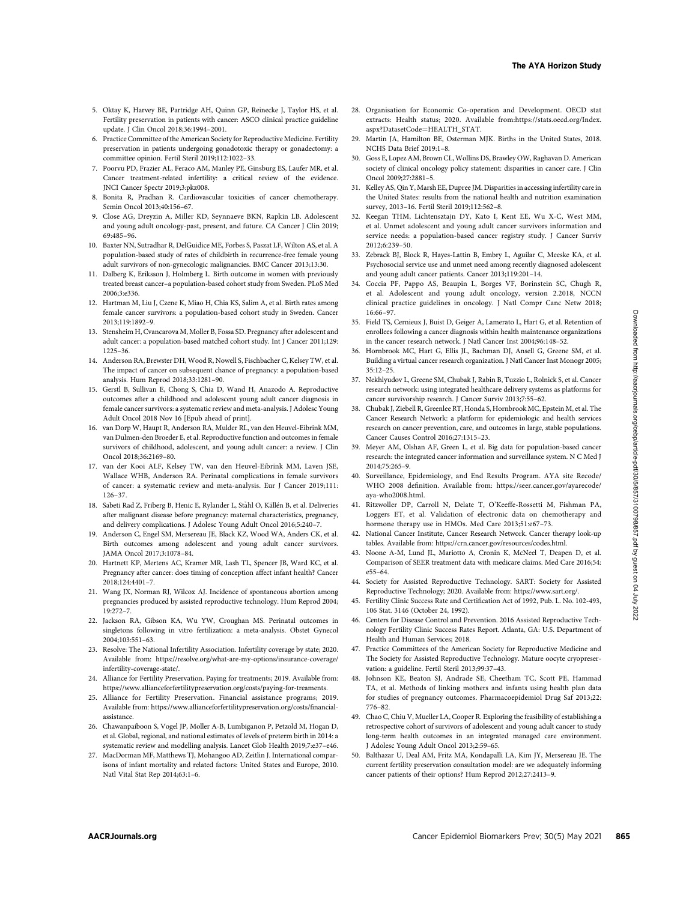5. Oktay K, Harvey BE, Partridge AH, Quinn GP, Reinecke J, Taylor HS, et al. Fertility preservation in patients with cancer: ASCO clinical practice guideline update. J Clin Oncol 2018;36:1994–2001.
6. Practice Committee of the American Society for Reproductive Medicine. Fertility preservation in patients undergoing gonadotoxic therapy or gonadectomy: a committee opinion. Fertil Steril 2019;112:1022–33.
7. Poorvu PD, Frazier AL, Feraco AM, Manley PE, Ginsburg ES, Laufer MR, et al. Cancer treatment-related infertility: a critical review of the evidence. JNCI Cancer Spectr 2019;3:pkz008.
8. Bonita R, Pradhan R. Cardiovascular toxicities of cancer chemotherapy. Semin Oncol 2013;40:156–67.
9. Close AG, Dreyzin A, Miller KD, Seynnaeve BKN, Rapkin LB. Adolescent and young adult oncology-past, present, and future. CA Cancer J Clin 2019; 69:485–96.
10. Baxter NN, Sutradhar R, DelGuidice ME, Forbes S, Paszat LF, Wilton AS, et al. A population-based study of rates of childbirth in recurrence-free female young adult survivors of non-gynecologic malignancies. BMC Cancer 2013;13:30.
11. Dalberg K, Eriksson J, Holmberg L. Birth outcome in women with previously treated breast cancer–a population-based cohort study from Sweden. PLoS Med 2006;3:e336.
12. Hartman M, Liu J, Czene K, Miao H, Chia KS, Salim A, et al. Birth rates among female cancer survivors: a population-based cohort study in Sweden. Cancer 2013;119:1892–9.
13. Stensheim H, Cvancarova M, Moller B, Fossa SD. Pregnancy after adolescent and adult cancer: a population-based matched cohort study. Int J Cancer 2011;129: 1225–36.
14. Anderson RA, Brewster DH, Wood R, Nowell S, Fischbacher C, Kelsey TW, et al. The impact of cancer on subsequent chance of pregnancy: a population-based analysis. Hum Reprod 2018;33:1281–90.
15. Gerstl B, Sullivan E, Chong S, Chia D, Wand H, Anazodo A. Reproductive outcomes after a childhood and adolescent young adult cancer diagnosis in female cancer survivors: a systematic review and meta-analysis. J Adolesc Young Adult Oncol 2018 Nov 16 [Epub ahead of print].
16. van Dorp W, Haupt R, Anderson RA, Mulder RL, van den Heuvel-Eibrink MM, van Dulmen-den Broeder E, et al. Reproductive function and outcomes in female survivors of childhood, adolescent, and young adult cancer: a review. J Clin Oncol 2018;36:2169–80.
17. van der Kooi ALF, Kelsey TW, van den Heuvel-Eibrink MM, Laven JSE, Wallace WHB, Anderson RA. Perinatal complications in female survivors of cancer: a systematic review and meta-analysis. Eur J Cancer 2019;111: 126–37.
18. Sabeti Rad Z, Friberg B, Henic E, Rylander L, Ståhl O, Källén B, et al. Deliveries after malignant disease before pregnancy: maternal characteristics, pregnancy, and delivery complications. J Adolesc Young Adult Oncol 2016;5:240–7.
19. Anderson C, Engel SM, Mersereau JE, Black KZ, Wood WA, Anders CK, et al. Birth outcomes among adolescent and young adult cancer survivors. JAMA Oncol 2017;3:1078–84.
20. Hartnett KP, Mertens AC, Kramer MR, Lash TL, Spencer JB, Ward KC, et al. Pregnancy after cancer: does timing of conception affect infant health? Cancer 2018;124:4401–7.
21. Wang JX, Norman RJ, Wilcox AJ. Incidence of spontaneous abortion among pregnancies produced by assisted reproductive technology. Hum Reprod 2004; 19:272–7.
22. Jackson RA, Gibson KA, Wu YW, Croughan MS. Perinatal outcomes in singletons following in vitro fertilization: a meta-analysis. Obstet Gynecol 2004;103:551–63.
23. Resolve: The National Infertility Association. Infertility coverage by state; 2020. Available from: https://resolve.org/what-are-my-options/insurance-coverage/infertility-coverage-state/.
24. Alliance for Fertility Preservation. Paying for treatments; 2019. Available from: https://www.allianceforfertilitypreservation.org/costs/paying-for-treaments.
25. Alliance for Fertility Preservation. Financial assistance programs; 2019. Available from: https://www.allianceforfertilitypreservation.org/costs/financial-assistance.
26. Chawanpaiboon S, Vogel JP, Moller A-B, Lumbiganon P, Petzold M, Hogan D, et al. Global, regional, and national estimates of levels of preterm birth in 2014: a systematic review and modelling analysis. Lancet Glob Health 2019;7:e37–e46.
27. MacDorman MF, Matthews TJ, Mohangoo AD, Zeitlin J. International comparisons of infant mortality and related factors: United States and Europe, 2010. Natl Vital Stat Rep 2014;63:1–6.
28. Organisation for Economic Co-operation and Development. OECD stat extracts: Health status; 2020. Available from:https://stats.oecd.org/Index.aspx?DatasetCode=HEALTH_STAT.
29. Martin JA, Hamilton BE, Osterman MJK. Births in the United States, 2018. NCHS Data Brief 2019:1–8.
30. Goss E, Lopez AM, Brown CL, Wollins DS, Brawley OW, Raghavan D. American society of clinical oncology policy statement: disparities in cancer care. J Clin Oncol 2009;27:2881–5.
31. Kelley AS, Qin Y, Marsh EE, Dupree JM. Disparities in accessing infertility care in the United States: results from the national health and nutrition examination survey, 2013–16. Fertil Steril 2019;112:562–8.
32. Keegan THM, Lichtensztajn DY, Kato I, Kent EE, Wu X-C, West MM, et al. Unmet adolescent and young adult cancer survivors information and service needs: a population-based cancer registry study. J Cancer Surviv 2012;6:239–50.
33. Zebrack BJ, Block R, Hayes-Lattin B, Embry L, Aguilar C, Meeske KA, et al. Psychosocial service use and unmet need among recently diagnosed adolescent and young adult cancer patients. Cancer 2013;119:201–14.
34. Coccia PF, Pappo AS, Beaupin L, Borges VF, Borinstein SC, Chugh R, et al. Adolescent and young adult oncology, version 2.2018, NCCN clinical practice guidelines in oncology. J Natl Compr Canc Netw 2018; 16:66–97.
35. Field TS, Cernieux J, Buist D, Geiger A, Lamerato L, Hart G, et al. Retention of enrollees following a cancer diagnosis within health maintenance organizations in the cancer research network. J Natl Cancer Inst 2004;96:148–52.
36. Hornbrook MC, Hart G, Ellis JL, Bachman DJ, Ansell G, Greene SM, et al. Building a virtual cancer research organization. J Natl Cancer Inst Monogr 2005; 35:12–25.
37. Nekhlyudov L, Greene SM, Chubak J, Rabin B, Tuzzio L, Rolnick S, et al. Cancer research network: using integrated healthcare delivery systems as platforms for cancer survivorship research. J Cancer Surviv 2013;7:55–62.
38. Chubak J, Ziebell R, Greenlee RT, Honda S, Hornbrook MC, Epstein M, et al. The Cancer Research Network: a platform for epidemiologic and health services research on cancer prevention, care, and outcomes in large, stable populations. Cancer Causes Control 2016;27:1315–23.
39. Meyer AM, Olshan AF, Green L, et al. Big data for population-based cancer research: the integrated cancer information and surveillance system. N C Med J 2014;75:265–9.
40. Surveillance, Epidemiology, and End Results Program. AYA site Recode/WHO 2008 definition. Available from: https://seer.cancer.gov/ayarecode/aya-who2008.html.
41. Ritzwoller DP, Carroll N, Delate T, O'Keeffe-Rossetti M, Fishman PA, Loggers ET, et al. Validation of electronic data on chemotherapy and hormone therapy use in HMOs. Med Care 2013;51:e67–73.
42. National Cancer Institute, Cancer Research Network. Cancer therapy look-up tables. Available from: https://crn.cancer.gov/resources/codes.html.
43. Noone A-M, Lund JL, Mariotto A, Cronin K, McNeel T, Deapen D, et al. Comparison of SEER treatment data with medicare claims. Med Care 2016;54: e55–64.
44. Society for Assisted Reproductive Technology. SART: Society for Assisted Reproductive Technology; 2020. Available from: https://www.sart.org/.
45. Fertility Clinic Success Rate and Certification Act of 1992, Pub. L. No. 102-493, 106 Stat. 3146 (October 24, 1992).
46. Centers for Disease Control and Prevention. 2016 Assisted Reproductive Technology Fertility Clinic Success Rates Report. Atlanta, GA: U.S. Department of Health and Human Services; 2018.
47. Practice Committees of the American Society for Reproductive Medicine and The Society for Assisted Reproductive Technology. Mature oocyte cryopreservation: a guideline. Fertil Steril 2013;99:37–43.
48. Johnson KE, Beaton SJ, Andrade SE, Cheetham TC, Scott PE, Hammad TA, et al. Methods of linking mothers and infants using health plan data for studies of pregnancy outcomes. Pharmacoepidemiol Drug Saf 2013;22: 776–82.
49. Chao C, Chiu V, Mueller LA, Cooper R. Exploring the feasibility of establishing a retrospective cohort of survivors of adolescent and young adult cancer to study long-term health outcomes in an integrated managed care environment. J Adolesc Young Adult Oncol 2013;2:59–65.
50. Balthazar U, Deal AM, Fritz MA, Kondapalli LA, Kim JY, Mersereau JE. The current fertility preservation consultation model: are we adequately informing cancer patients of their options? Hum Reprod 2012;27:2413–9.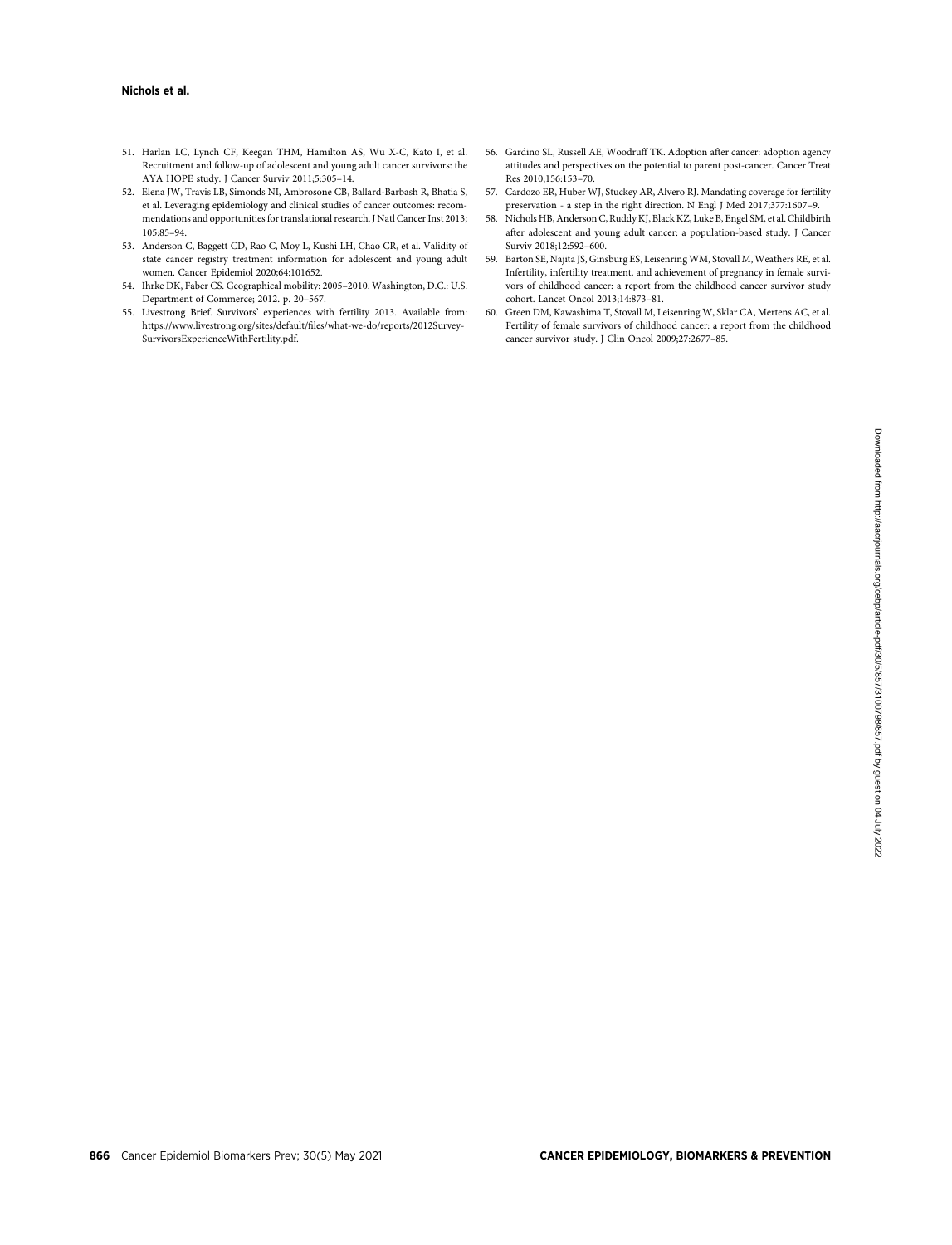51. Harlan LC, Lynch CF, Keegan THM, Hamilton AS, Wu X-C, Kato I, et al. Recruitment and follow-up of adolescent and young adult cancer survivors: the AYA HOPE study. J Cancer Surviv 2011;5:305–14.
52. Elena JW, Travis LB, Simonds NI, Ambrosone CB, Ballard-Barbash R, Bhatia S, et al. Leveraging epidemiology and clinical studies of cancer outcomes: recommendations and opportunities for translational research. J Natl Cancer Inst 2013; 105:85–94.
53. Anderson C, Baggett CD, Rao C, Moy L, Kushi LH, Chao CR, et al. Validity of state cancer registry treatment information for adolescent and young adult women. Cancer Epidemiol 2020;64:101652.
54. Ihrke DK, Faber CS. Geographical mobility: 2005–2010. Washington, D.C.: U.S. Department of Commerce; 2012. p. 20–567.
55. Livestrong Brief. Survivors' experiences with fertility 2013. Available from: https://www.livestrong.org/sites/default/files/what-we-do/reports/2012Survey-SurvivorsExperienceWithFertility.pdf.
56. Gardino SL, Russell AE, Woodruff TK. Adoption after cancer: adoption agency attitudes and perspectives on the potential to parent post-cancer. Cancer Treat Res 2010;156:153–70.
57. Cardozo ER, Huber WJ, Stuckey AR, Alvero RJ. Mandating coverage for fertility preservation - a step in the right direction. N Engl J Med 2017;377:1607–9.
58. Nichols HB, Anderson C, Ruddy KJ, Black KZ, Luke B, Engel SM, et al. Childbirth after adolescent and young adult cancer: a population-based study. J Cancer Surviv 2018;12:592–600.
59. Barton SE, Najita JS, Ginsburg ES, Leisenring WM, Stovall M, Weathers RE, et al. Infertility, infertility treatment, and achievement of pregnancy in female survivors of childhood cancer: a report from the childhood cancer survivor study cohort. Lancet Oncol 2013;14:873–81.
60. Green DM, Kawashima T, Stovall M, Leisenring W, Sklar CA, Mertens AC, et al. Fertility of female survivors of childhood cancer: a report from the childhood cancer survivor study. J Clin Oncol 2009;27:2677–85.